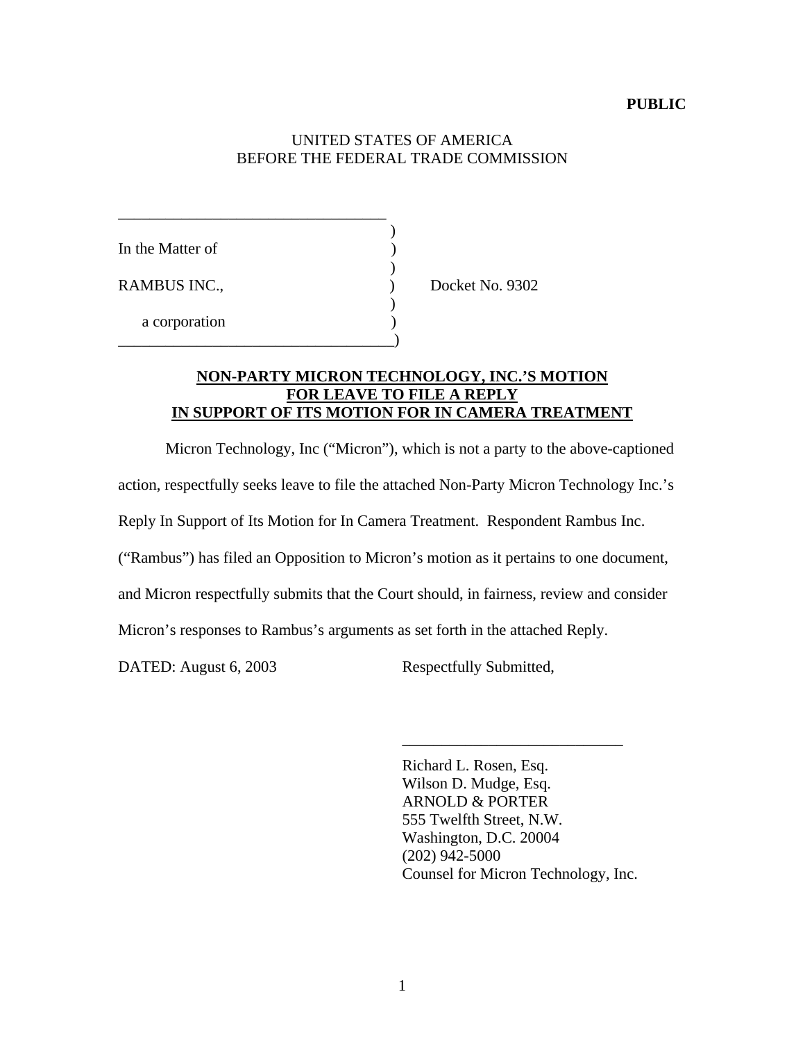**PUBLIC**

UNITED STATES OF AMERICA
BEFORE THE FEDERAL TRADE COMMISSION

```
__________________________________
                                  )
In the Matter of                  )
                                  )
RAMBUS INC.,                      )      Docket No. 9302
                                  )
     a corporation                )
__________________________________)
```

**NON-PARTY MICRON TECHNOLOGY, INC.'S MOTION FOR LEAVE TO FILE A REPLY IN SUPPORT OF ITS MOTION FOR IN CAMERA TREATMENT**

Micron Technology, Inc ("Micron"), which is not a party to the above-captioned action, respectfully seeks leave to file the attached Non-Party Micron Technology Inc.'s Reply In Support of Its Motion for In Camera Treatment. Respondent Rambus Inc. ("Rambus") has filed an Opposition to Micron's motion as it pertains to one document, and Micron respectfully submits that the Court should, in fairness, review and consider Micron's responses to Rambus's arguments as set forth in the attached Reply.

DATED: August 6, 2003

Respectfully Submitted,

\_\_\_\_\_\_\_\_\_\_\_\_\_\_\_\_\_\_\_\_\_\_\_\_\_\_\_\_

Richard L. Rosen, Esq.
Wilson D. Mudge, Esq.
ARNOLD & PORTER
555 Twelfth Street, N.W.
Washington, D.C. 20004
(202) 942-5000
Counsel for Micron Technology, Inc.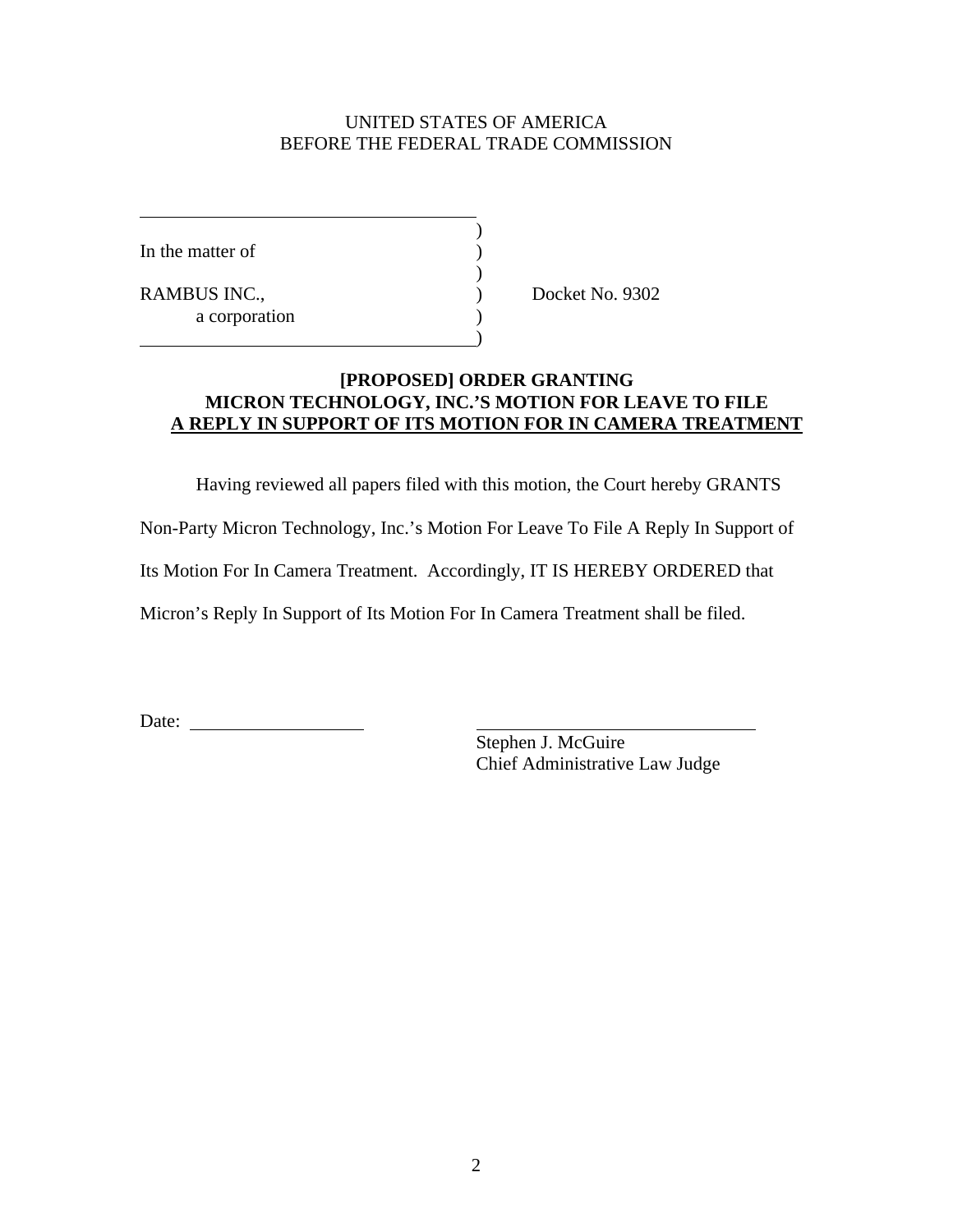UNITED STATES OF AMERICA
BEFORE THE FEDERAL TRADE COMMISSION

| | | |
|---|---|---|
| In the matter of | ) | |
| RAMBUS INC., a corporation | ) | Docket No. 9302 |

**[PROPOSED] ORDER GRANTING MICRON TECHNOLOGY, INC.'S MOTION FOR LEAVE TO FILE A REPLY IN SUPPORT OF ITS MOTION FOR IN CAMERA TREATMENT**

Having reviewed all papers filed with this motion, the Court hereby GRANTS Non-Party Micron Technology, Inc.'s Motion For Leave To File A Reply In Support of Its Motion For In Camera Treatment. Accordingly, IT IS HEREBY ORDERED that Micron's Reply In Support of Its Motion For In Camera Treatment shall be filed.

Date: ____________________

______________________________
Stephen J. McGuire
Chief Administrative Law Judge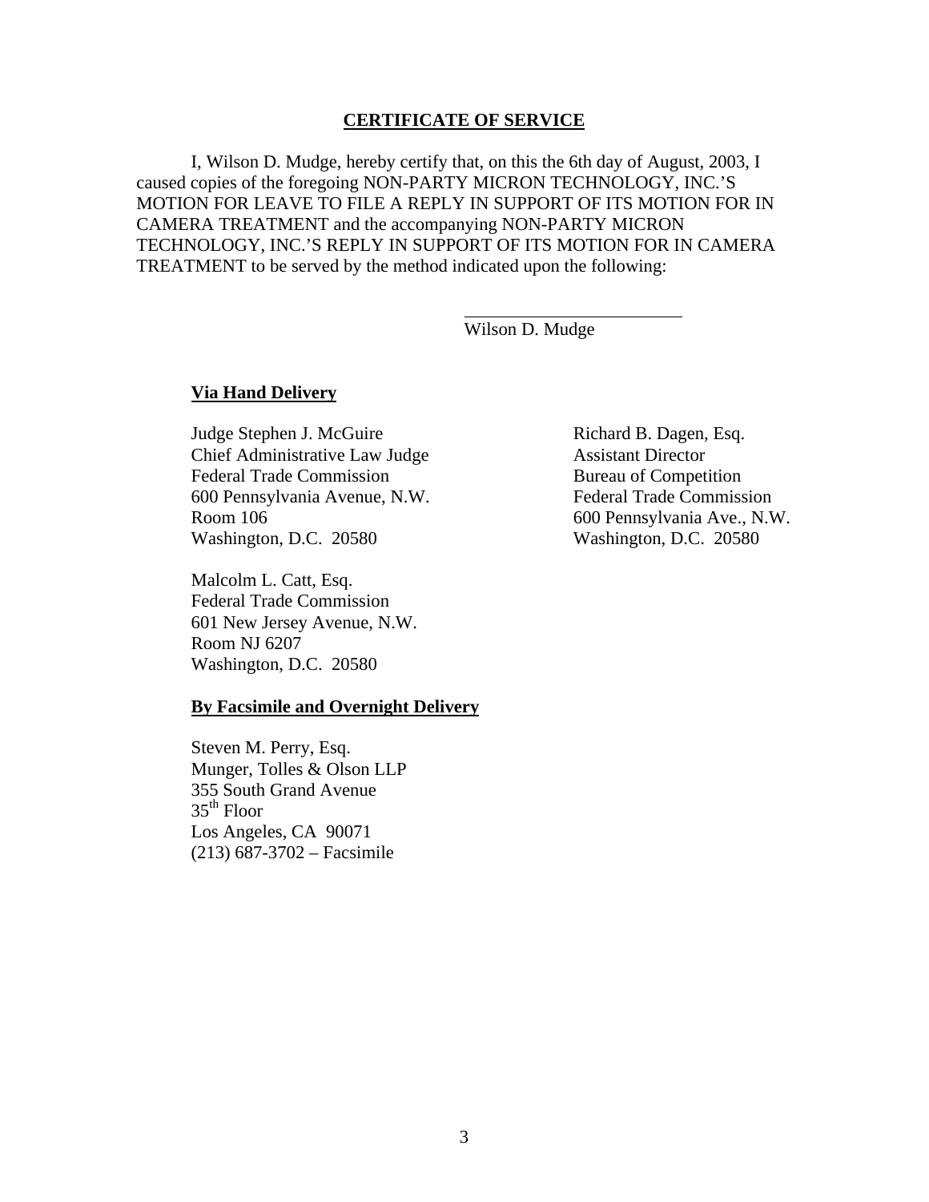**CERTIFICATE OF SERVICE**

I, Wilson D. Mudge, hereby certify that, on this the 6th day of August, 2003, I caused copies of the foregoing NON-PARTY MICRON TECHNOLOGY, INC.'S MOTION FOR LEAVE TO FILE A REPLY IN SUPPORT OF ITS MOTION FOR IN CAMERA TREATMENT and the accompanying NON-PARTY MICRON TECHNOLOGY, INC.'S REPLY IN SUPPORT OF ITS MOTION FOR IN CAMERA TREATMENT to be served by the method indicated upon the following:

\_\_\_\_\_\_\_\_\_\_\_\_\_\_\_\_\_\_\_\_\_\_\_\_
Wilson D. Mudge

**Via Hand Delivery**

Judge Stephen J. McGuire
Chief Administrative Law Judge
Federal Trade Commission
600 Pennsylvania Avenue, N.W.
Room 106
Washington, D.C. 20580

Richard B. Dagen, Esq.
Assistant Director
Bureau of Competition
Federal Trade Commission
600 Pennsylvania Ave., N.W.
Washington, D.C. 20580

Malcolm L. Catt, Esq.
Federal Trade Commission
601 New Jersey Avenue, N.W.
Room NJ 6207
Washington, D.C. 20580

**By Facsimile and Overnight Delivery**

Steven M. Perry, Esq.
Munger, Tolles & Olson LLP
355 South Grand Avenue
35th Floor
Los Angeles, CA 90071
(213) 687-3702 – Facsimile